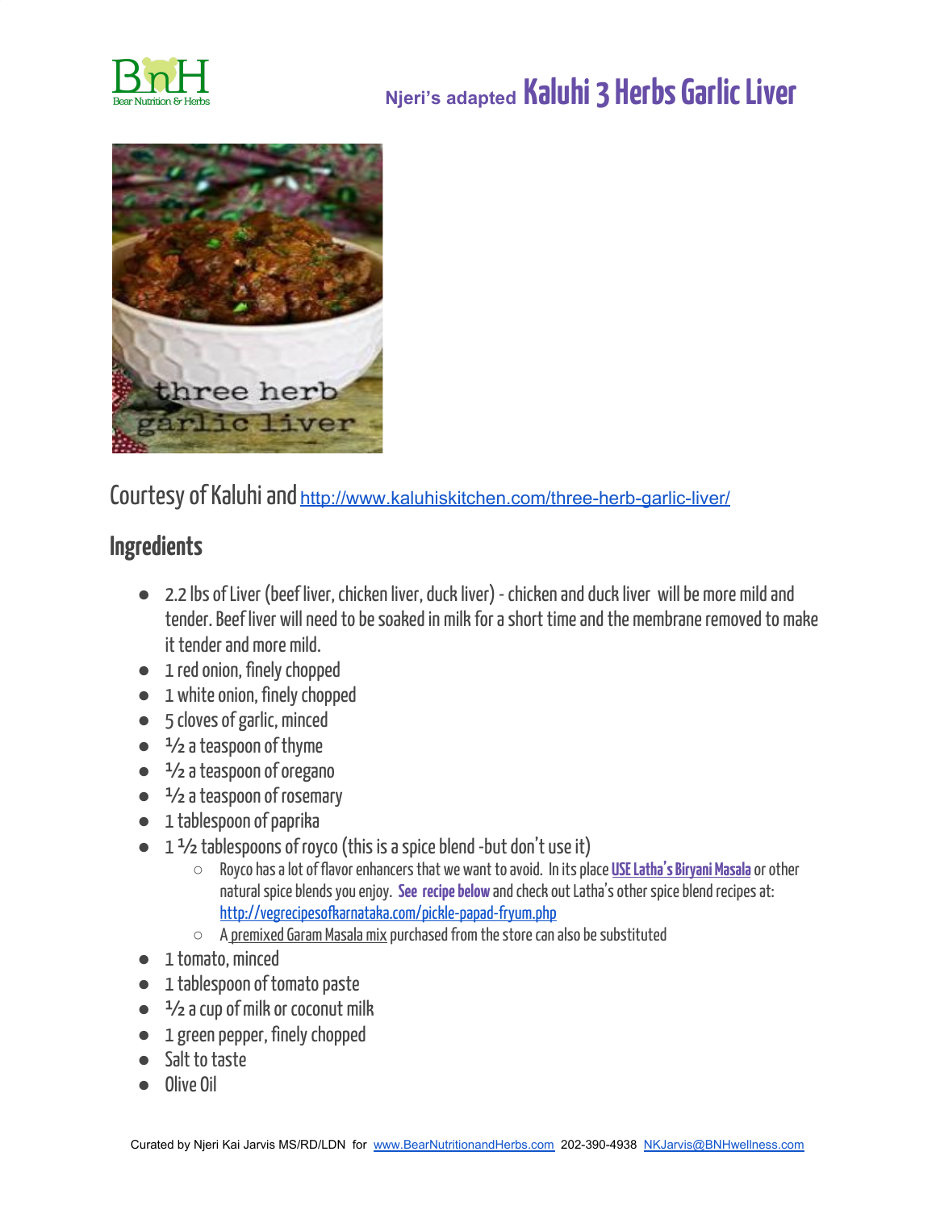# Njeri's adapted **Kaluhi 3 Herbs Garlic Liver**

Courtesy of Kaluhi and http://www.kaluhiskitchen.com/three-herb-garlic-liver/

## Ingredients

- 2.2 lbs of Liver (beef liver, chicken liver, duck liver) - chicken and duck liver will be more mild and tender. Beef liver will need to be soaked in milk for a short time and the membrane removed to make it tender and more mild.
- 1 red onion, finely chopped
- 1 white onion, finely chopped
- 5 cloves of garlic, minced
- ½ a teaspoon of thyme
- ½ a teaspoon of oregano
- ½ a teaspoon of rosemary
- 1 tablespoon of paprika
- 1 ½ tablespoons of royco (this is a spice blend -but don't use it)
  - Royco has a lot of flavor enhancers that we want to avoid. In its place **USE Latha's Biryani Masala** or other natural spice blends you enjoy. **See recipe below** and check out Latha's other spice blend recipes at: http://vegrecipesofkarnataka.com/pickle-papad-fryum.php
  - A premixed Garam Masala mix purchased from the store can also be substituted
- 1 tomato, minced
- 1 tablespoon of tomato paste
- ½ a cup of milk or coconut milk
- 1 green pepper, finely chopped
- Salt to taste
- Olive Oil

Curated by Njeri Kai Jarvis MS/RD/LDN for www.BearNutritionandHerbs.com 202-390-4938 NKJarvis@BNHwellness.com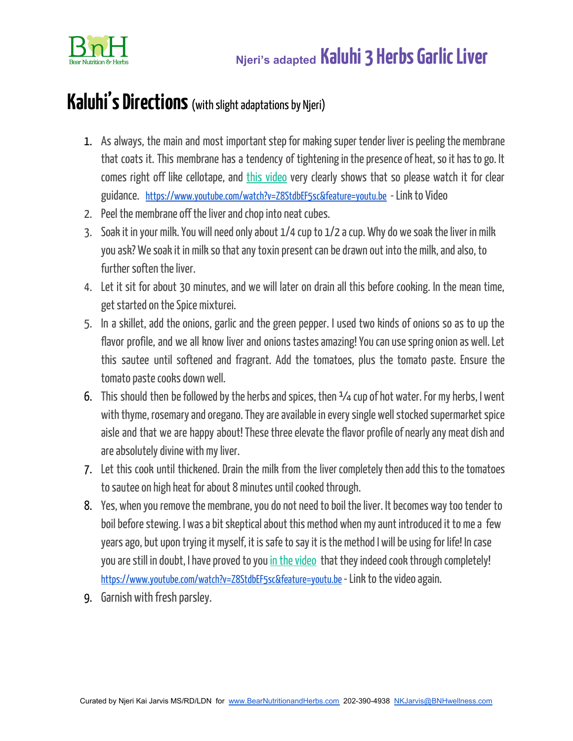## Kaluhi's Directions (with slight adaptations by Njeri)

1. As always, the main and most important step for making super tender liver is peeling the membrane that coats it. This membrane has a tendency of tightening in the presence of heat, so it has to go. It comes right off like cellotape, and [this video](https://www.youtube.com/watch?v=Z8StdbEF5sc&feature=youtu.be) very clearly shows that so please watch it for clear guidance. https://www.youtube.com/watch?v=Z8StdbEF5sc&feature=youtu.be - Link to Video
2. Peel the membrane off the liver and chop into neat cubes.
3. Soak it in your milk. You will need only about 1/4 cup to 1/2 a cup. Why do we soak the liver in milk you ask? We soak it in milk so that any toxin present can be drawn out into the milk, and also, to further soften the liver.
4. Let it sit for about 30 minutes, and we will later on drain all this before cooking. In the mean time, get started on the Spice mixturei.
5. In a skillet, add the onions, garlic and the green pepper. I used two kinds of onions so as to up the flavor profile, and we all know liver and onions tastes amazing! You can use spring onion as well. Let this sautee until softened and fragrant. Add the tomatoes, plus the tomato paste. Ensure the tomato paste cooks down well.
6. This should then be followed by the herbs and spices, then ¼ cup of hot water. For my herbs, I went with thyme, rosemary and oregano. They are available in every single well stocked supermarket spice aisle and that we are happy about! These three elevate the flavor profile of nearly any meat dish and are absolutely divine with my liver.
7. Let this cook until thickened. Drain the milk from the liver completely then add this to the tomatoes to sautee on high heat for about 8 minutes until cooked through.
8. Yes, when you remove the membrane, you do not need to boil the liver. It becomes way too tender to boil before stewing. I was a bit skeptical about this method when my aunt introduced it to me a few years ago, but upon trying it myself, it is safe to say it is the method I will be using for life! In case you are still in doubt, I have proved to you [in the video](https://www.youtube.com/watch?v=Z8StdbEF5sc&feature=youtu.be) that they indeed cook through completely! https://www.youtube.com/watch?v=Z8StdbEF5sc&feature=youtu.be - Link to the video again.
9. Garnish with fresh parsley.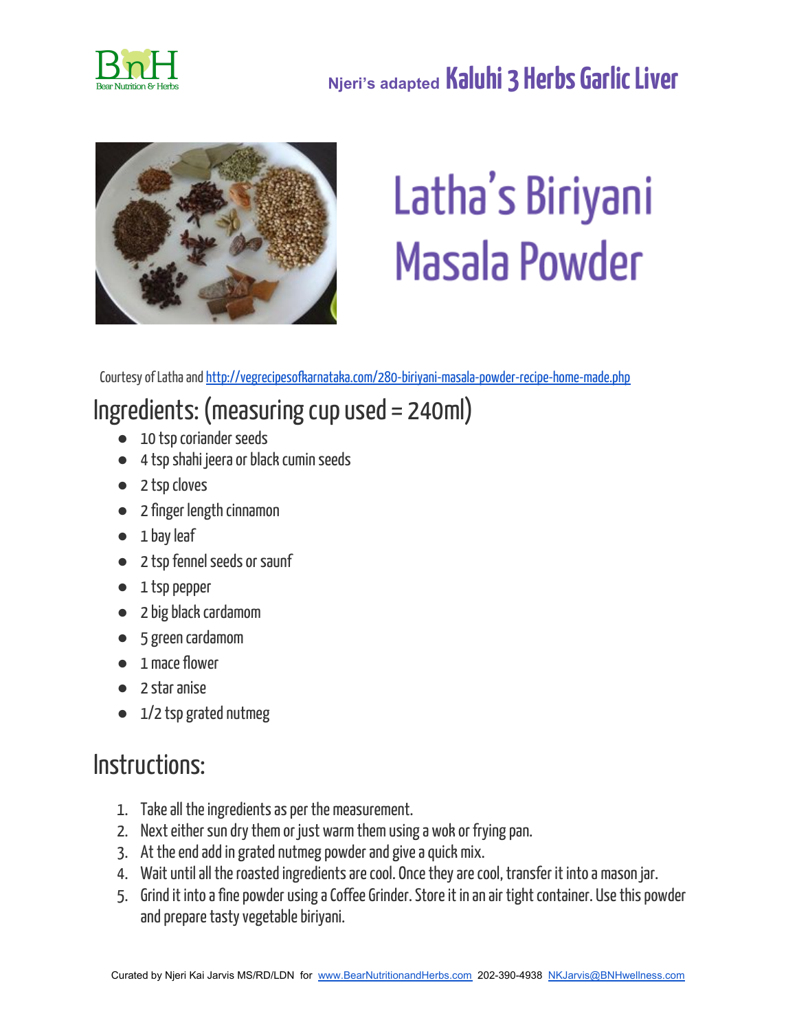# Latha's Biriyani Masala Powder

Courtesy of Latha and http://vegrecipesofkarnataka.com/280-biriyani-masala-powder-recipe-home-made.php

## Ingredients: (measuring cup used = 240ml)

- 10 tsp coriander seeds
- 4 tsp shahi jeera or black cumin seeds
- 2 tsp cloves
- 2 finger length cinnamon
- 1 bay leaf
- 2 tsp fennel seeds or saunf
- 1 tsp pepper
- 2 big black cardamom
- 5 green cardamom
- 1 mace flower
- 2 star anise
- 1/2 tsp grated nutmeg

## Instructions:

1. Take all the ingredients as per the measurement.
2. Next either sun dry them or just warm them using a wok or frying pan.
3. At the end add in grated nutmeg powder and give a quick mix.
4. Wait until all the roasted ingredients are cool. Once they are cool, transfer it into a mason jar.
5. Grind it into a fine powder using a Coffee Grinder. Store it in an air tight container. Use this powder and prepare tasty vegetable biriyani.